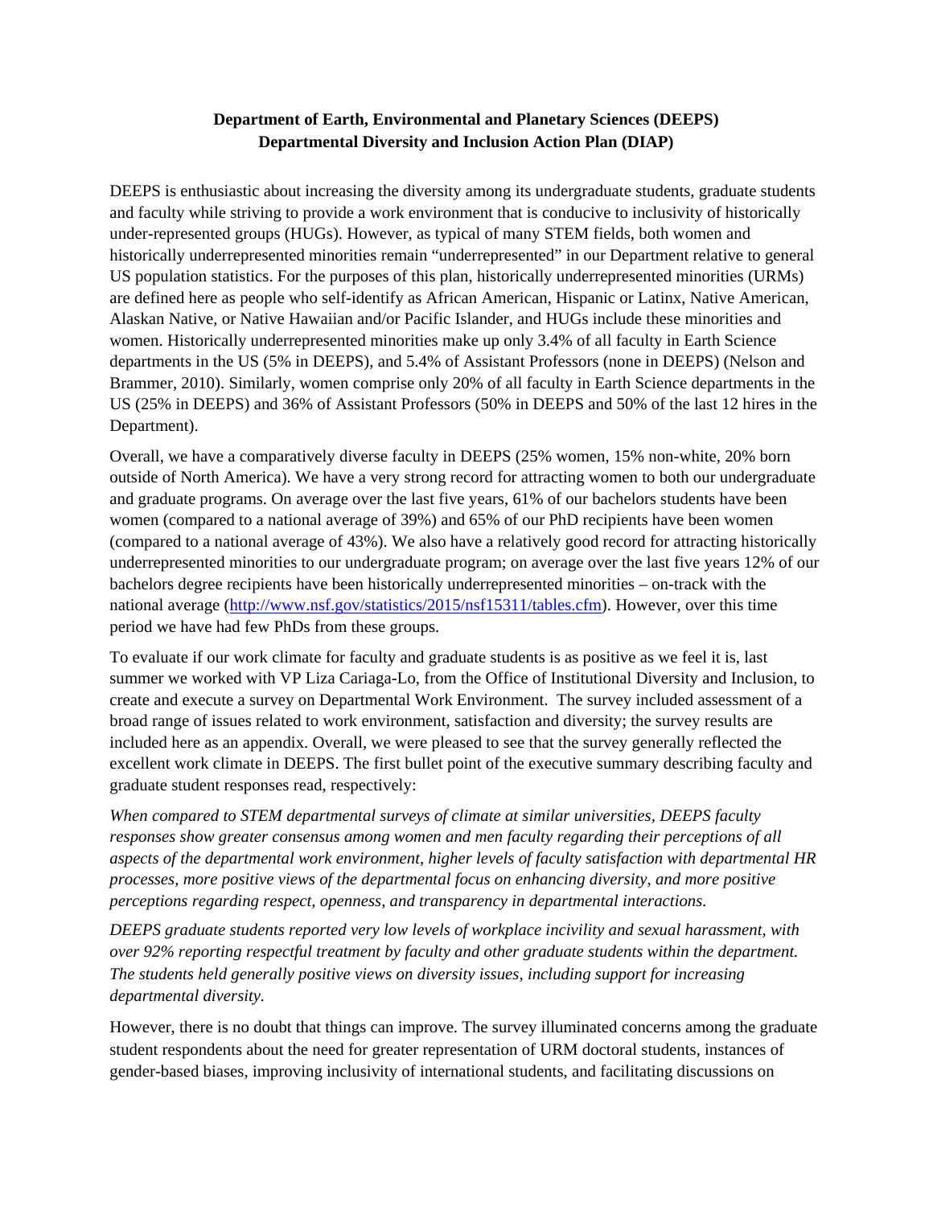**Department of Earth, Environmental and Planetary Sciences (DEEPS)**
**Departmental Diversity and Inclusion Action Plan (DIAP)**

DEEPS is enthusiastic about increasing the diversity among its undergraduate students, graduate students and faculty while striving to provide a work environment that is conducive to inclusivity of historically under-represented groups (HUGs). However, as typical of many STEM fields, both women and historically underrepresented minorities remain "underrepresented" in our Department relative to general US population statistics. For the purposes of this plan, historically underrepresented minorities (URMs) are defined here as people who self-identify as African American, Hispanic or Latinx, Native American, Alaskan Native, or Native Hawaiian and/or Pacific Islander, and HUGs include these minorities and women. Historically underrepresented minorities make up only 3.4% of all faculty in Earth Science departments in the US (5% in DEEPS), and 5.4% of Assistant Professors (none in DEEPS) (Nelson and Brammer, 2010). Similarly, women comprise only 20% of all faculty in Earth Science departments in the US (25% in DEEPS) and 36% of Assistant Professors (50% in DEEPS and 50% of the last 12 hires in the Department).

Overall, we have a comparatively diverse faculty in DEEPS (25% women, 15% non-white, 20% born outside of North America). We have a very strong record for attracting women to both our undergraduate and graduate programs. On average over the last five years, 61% of our bachelors students have been women (compared to a national average of 39%) and 65% of our PhD recipients have been women (compared to a national average of 43%). We also have a relatively good record for attracting historically underrepresented minorities to our undergraduate program; on average over the last five years 12% of our bachelors degree recipients have been historically underrepresented minorities – on-track with the national average (http://www.nsf.gov/statistics/2015/nsf15311/tables.cfm). However, over this time period we have had few PhDs from these groups.

To evaluate if our work climate for faculty and graduate students is as positive as we feel it is, last summer we worked with VP Liza Cariaga-Lo, from the Office of Institutional Diversity and Inclusion, to create and execute a survey on Departmental Work Environment. The survey included assessment of a broad range of issues related to work environment, satisfaction and diversity; the survey results are included here as an appendix. Overall, we were pleased to see that the survey generally reflected the excellent work climate in DEEPS. The first bullet point of the executive summary describing faculty and graduate student responses read, respectively:

*When compared to STEM departmental surveys of climate at similar universities, DEEPS faculty responses show greater consensus among women and men faculty regarding their perceptions of all aspects of the departmental work environment, higher levels of faculty satisfaction with departmental HR processes, more positive views of the departmental focus on enhancing diversity, and more positive perceptions regarding respect, openness, and transparency in departmental interactions.*

*DEEPS graduate students reported very low levels of workplace incivility and sexual harassment, with over 92% reporting respectful treatment by faculty and other graduate students within the department. The students held generally positive views on diversity issues, including support for increasing departmental diversity.*

However, there is no doubt that things can improve. The survey illuminated concerns among the graduate student respondents about the need for greater representation of URM doctoral students, instances of gender-based biases, improving inclusivity of international students, and facilitating discussions on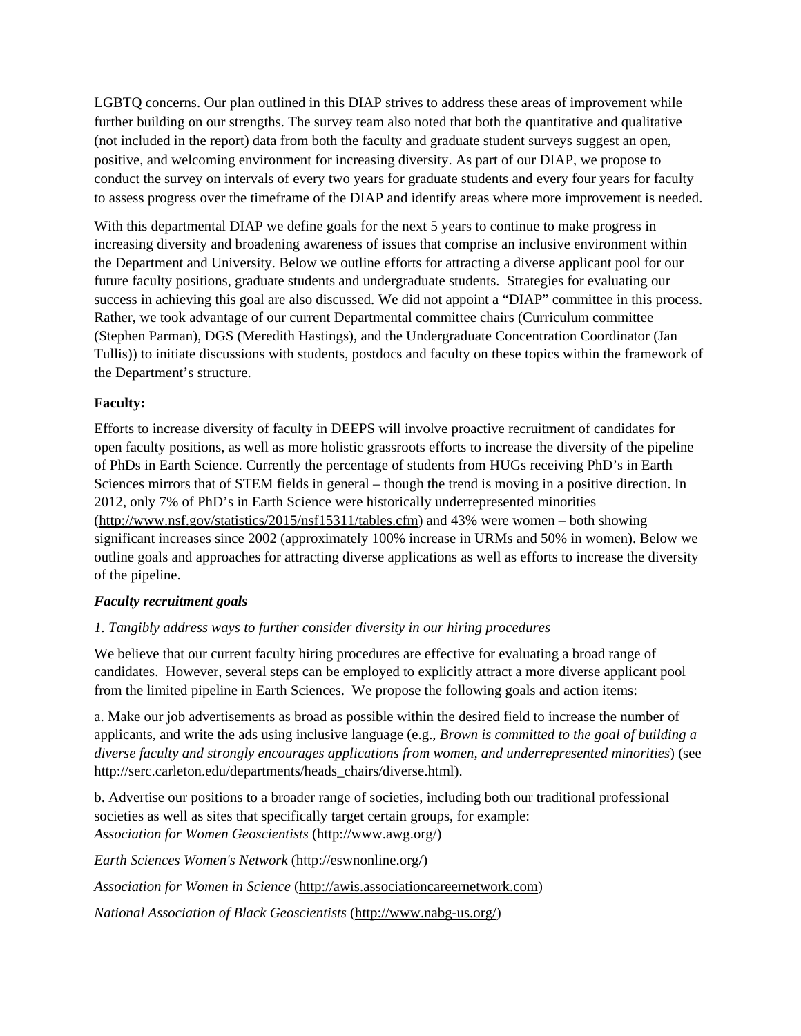LGBTQ concerns. Our plan outlined in this DIAP strives to address these areas of improvement while further building on our strengths. The survey team also noted that both the quantitative and qualitative (not included in the report) data from both the faculty and graduate student surveys suggest an open, positive, and welcoming environment for increasing diversity. As part of our DIAP, we propose to conduct the survey on intervals of every two years for graduate students and every four years for faculty to assess progress over the timeframe of the DIAP and identify areas where more improvement is needed.

With this departmental DIAP we define goals for the next 5 years to continue to make progress in increasing diversity and broadening awareness of issues that comprise an inclusive environment within the Department and University. Below we outline efforts for attracting a diverse applicant pool for our future faculty positions, graduate students and undergraduate students. Strategies for evaluating our success in achieving this goal are also discussed. We did not appoint a "DIAP" committee in this process. Rather, we took advantage of our current Departmental committee chairs (Curriculum committee (Stephen Parman), DGS (Meredith Hastings), and the Undergraduate Concentration Coordinator (Jan Tullis)) to initiate discussions with students, postdocs and faculty on these topics within the framework of the Department's structure.

**Faculty:**

Efforts to increase diversity of faculty in DEEPS will involve proactive recruitment of candidates for open faculty positions, as well as more holistic grassroots efforts to increase the diversity of the pipeline of PhDs in Earth Science. Currently the percentage of students from HUGs receiving PhD's in Earth Sciences mirrors that of STEM fields in general – though the trend is moving in a positive direction. In 2012, only 7% of PhD's in Earth Science were historically underrepresented minorities (http://www.nsf.gov/statistics/2015/nsf15311/tables.cfm) and 43% were women – both showing significant increases since 2002 (approximately 100% increase in URMs and 50% in women). Below we outline goals and approaches for attracting diverse applications as well as efforts to increase the diversity of the pipeline.

***Faculty recruitment goals***

*1. Tangibly address ways to further consider diversity in our hiring procedures*

We believe that our current faculty hiring procedures are effective for evaluating a broad range of candidates. However, several steps can be employed to explicitly attract a more diverse applicant pool from the limited pipeline in Earth Sciences. We propose the following goals and action items:

a. Make our job advertisements as broad as possible within the desired field to increase the number of applicants, and write the ads using inclusive language (e.g., *Brown is committed to the goal of building a diverse faculty and strongly encourages applications from women, and underrepresented minorities*) (see http://serc.carleton.edu/departments/heads_chairs/diverse.html).

b. Advertise our positions to a broader range of societies, including both our traditional professional societies as well as sites that specifically target certain groups, for example:
*Association for Women Geoscientists* (http://www.awg.org/)

*Earth Sciences Women's Network* (http://eswnonline.org/)

*Association for Women in Science* (http://awis.associationcareernetwork.com)

*National Association of Black Geoscientists* (http://www.nabg-us.org/)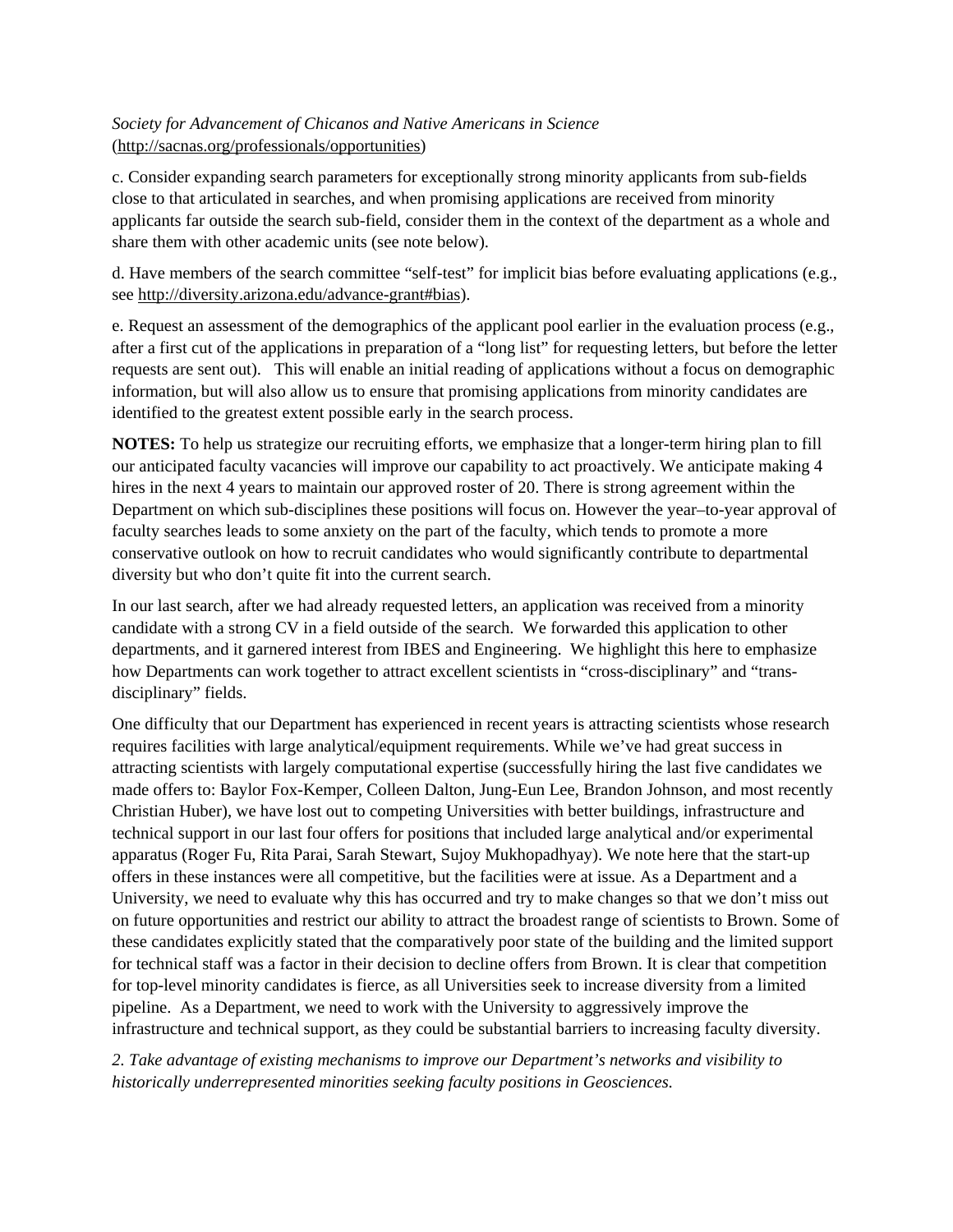*Society for Advancement of Chicanos and Native Americans in Science* (http://sacnas.org/professionals/opportunities)

c. Consider expanding search parameters for exceptionally strong minority applicants from sub-fields close to that articulated in searches, and when promising applications are received from minority applicants far outside the search sub-field, consider them in the context of the department as a whole and share them with other academic units (see note below).

d. Have members of the search committee "self-test" for implicit bias before evaluating applications (e.g., see http://diversity.arizona.edu/advance-grant#bias).

e. Request an assessment of the demographics of the applicant pool earlier in the evaluation process (e.g., after a first cut of the applications in preparation of a "long list" for requesting letters, but before the letter requests are sent out). This will enable an initial reading of applications without a focus on demographic information, but will also allow us to ensure that promising applications from minority candidates are identified to the greatest extent possible early in the search process.

**NOTES:** To help us strategize our recruiting efforts, we emphasize that a longer-term hiring plan to fill our anticipated faculty vacancies will improve our capability to act proactively. We anticipate making 4 hires in the next 4 years to maintain our approved roster of 20. There is strong agreement within the Department on which sub-disciplines these positions will focus on. However the year–to-year approval of faculty searches leads to some anxiety on the part of the faculty, which tends to promote a more conservative outlook on how to recruit candidates who would significantly contribute to departmental diversity but who don't quite fit into the current search.

In our last search, after we had already requested letters, an application was received from a minority candidate with a strong CV in a field outside of the search. We forwarded this application to other departments, and it garnered interest from IBES and Engineering. We highlight this here to emphasize how Departments can work together to attract excellent scientists in "cross-disciplinary" and "trans-disciplinary" fields.

One difficulty that our Department has experienced in recent years is attracting scientists whose research requires facilities with large analytical/equipment requirements. While we've had great success in attracting scientists with largely computational expertise (successfully hiring the last five candidates we made offers to: Baylor Fox-Kemper, Colleen Dalton, Jung-Eun Lee, Brandon Johnson, and most recently Christian Huber), we have lost out to competing Universities with better buildings, infrastructure and technical support in our last four offers for positions that included large analytical and/or experimental apparatus (Roger Fu, Rita Parai, Sarah Stewart, Sujoy Mukhopadhyay). We note here that the start-up offers in these instances were all competitive, but the facilities were at issue. As a Department and a University, we need to evaluate why this has occurred and try to make changes so that we don't miss out on future opportunities and restrict our ability to attract the broadest range of scientists to Brown. Some of these candidates explicitly stated that the comparatively poor state of the building and the limited support for technical staff was a factor in their decision to decline offers from Brown. It is clear that competition for top-level minority candidates is fierce, as all Universities seek to increase diversity from a limited pipeline. As a Department, we need to work with the University to aggressively improve the infrastructure and technical support, as they could be substantial barriers to increasing faculty diversity.

*2. Take advantage of existing mechanisms to improve our Department's networks and visibility to historically underrepresented minorities seeking faculty positions in Geosciences.*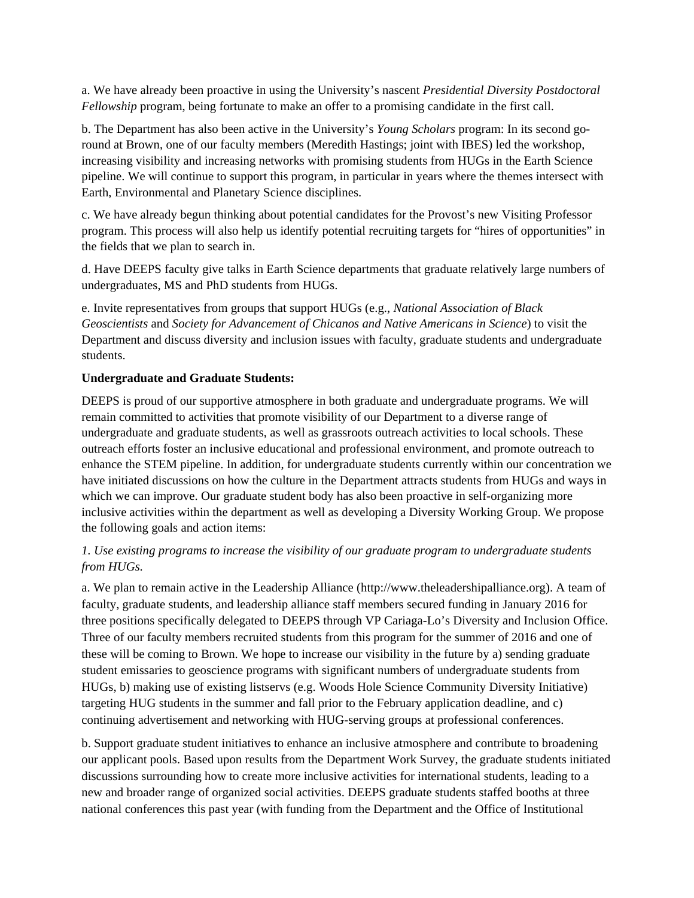a. We have already been proactive in using the University's nascent *Presidential Diversity Postdoctoral Fellowship* program, being fortunate to make an offer to a promising candidate in the first call.

b. The Department has also been active in the University's *Young Scholars* program: In its second go-round at Brown, one of our faculty members (Meredith Hastings; joint with IBES) led the workshop, increasing visibility and increasing networks with promising students from HUGs in the Earth Science pipeline. We will continue to support this program, in particular in years where the themes intersect with Earth, Environmental and Planetary Science disciplines.

c. We have already begun thinking about potential candidates for the Provost's new Visiting Professor program. This process will also help us identify potential recruiting targets for "hires of opportunities" in the fields that we plan to search in.

d. Have DEEPS faculty give talks in Earth Science departments that graduate relatively large numbers of undergraduates, MS and PhD students from HUGs.

e. Invite representatives from groups that support HUGs (e.g., *National Association of Black Geoscientists* and *Society for Advancement of Chicanos and Native Americans in Science*) to visit the Department and discuss diversity and inclusion issues with faculty, graduate students and undergraduate students.

**Undergraduate and Graduate Students:**

DEEPS is proud of our supportive atmosphere in both graduate and undergraduate programs. We will remain committed to activities that promote visibility of our Department to a diverse range of undergraduate and graduate students, as well as grassroots outreach activities to local schools. These outreach efforts foster an inclusive educational and professional environment, and promote outreach to enhance the STEM pipeline. In addition, for undergraduate students currently within our concentration we have initiated discussions on how the culture in the Department attracts students from HUGs and ways in which we can improve. Our graduate student body has also been proactive in self-organizing more inclusive activities within the department as well as developing a Diversity Working Group. We propose the following goals and action items:

*1. Use existing programs to increase the visibility of our graduate program to undergraduate students from HUGs.*

a. We plan to remain active in the Leadership Alliance (http://www.theleadershipalliance.org). A team of faculty, graduate students, and leadership alliance staff members secured funding in January 2016 for three positions specifically delegated to DEEPS through VP Cariaga-Lo's Diversity and Inclusion Office. Three of our faculty members recruited students from this program for the summer of 2016 and one of these will be coming to Brown. We hope to increase our visibility in the future by a) sending graduate student emissaries to geoscience programs with significant numbers of undergraduate students from HUGs, b) making use of existing listservs (e.g. Woods Hole Science Community Diversity Initiative) targeting HUG students in the summer and fall prior to the February application deadline, and c) continuing advertisement and networking with HUG-serving groups at professional conferences.

b. Support graduate student initiatives to enhance an inclusive atmosphere and contribute to broadening our applicant pools. Based upon results from the Department Work Survey, the graduate students initiated discussions surrounding how to create more inclusive activities for international students, leading to a new and broader range of organized social activities. DEEPS graduate students staffed booths at three national conferences this past year (with funding from the Department and the Office of Institutional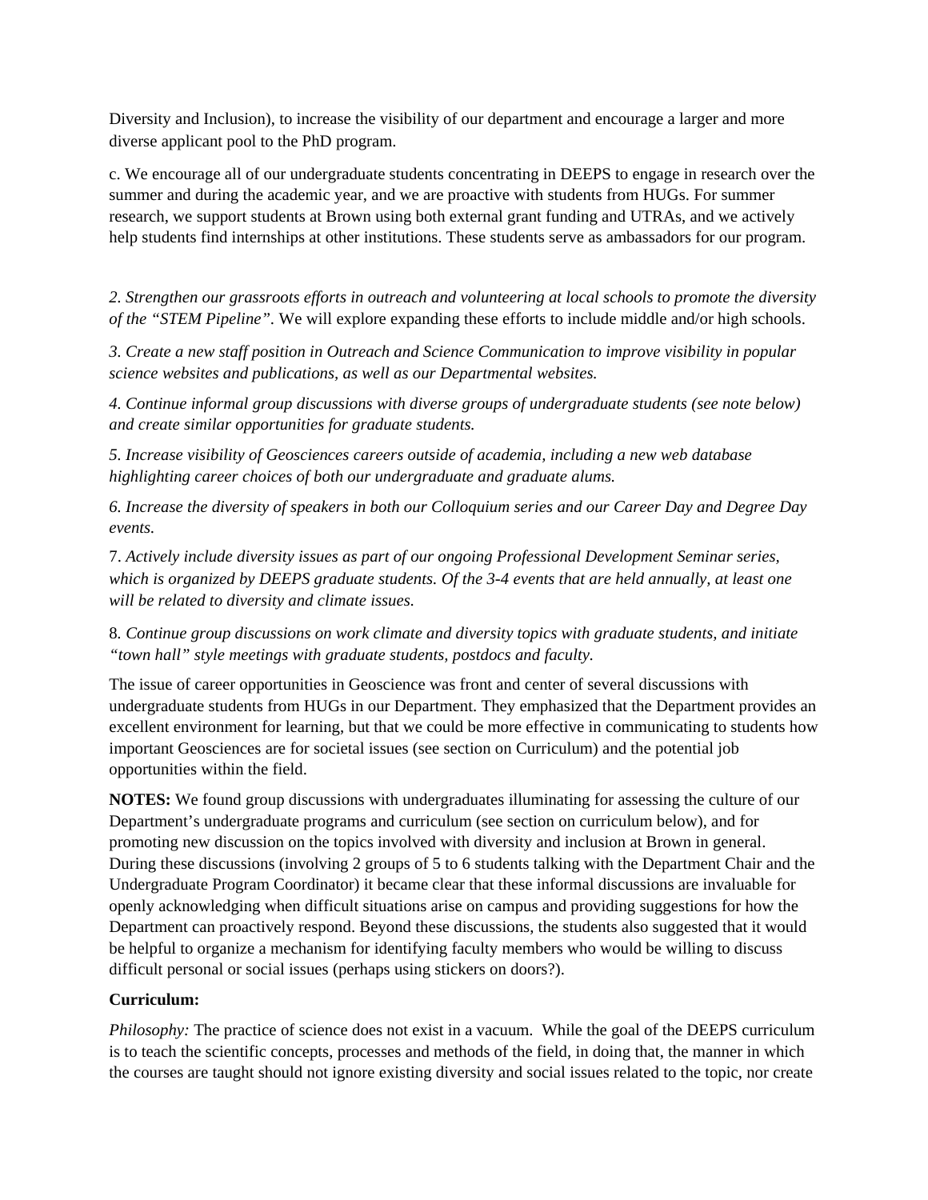Diversity and Inclusion), to increase the visibility of our department and encourage a larger and more diverse applicant pool to the PhD program.

c. We encourage all of our undergraduate students concentrating in DEEPS to engage in research over the summer and during the academic year, and we are proactive with students from HUGs. For summer research, we support students at Brown using both external grant funding and UTRAs, and we actively help students find internships at other institutions. These students serve as ambassadors for our program.

*2. Strengthen our grassroots efforts in outreach and volunteering at local schools to promote the diversity of the "STEM Pipeline".* We will explore expanding these efforts to include middle and/or high schools.

*3. Create a new staff position in Outreach and Science Communication to improve visibility in popular science websites and publications, as well as our Departmental websites.*

*4. Continue informal group discussions with diverse groups of undergraduate students (see note below) and create similar opportunities for graduate students.*

*5. Increase visibility of Geosciences careers outside of academia, including a new web database highlighting career choices of both our undergraduate and graduate alums.*

*6. Increase the diversity of speakers in both our Colloquium series and our Career Day and Degree Day events.*

7. *Actively include diversity issues as part of our ongoing Professional Development Seminar series, which is organized by DEEPS graduate students. Of the 3-4 events that are held annually, at least one will be related to diversity and climate issues.*

8. *Continue group discussions on work climate and diversity topics with graduate students, and initiate "town hall" style meetings with graduate students, postdocs and faculty.*

The issue of career opportunities in Geoscience was front and center of several discussions with undergraduate students from HUGs in our Department. They emphasized that the Department provides an excellent environment for learning, but that we could be more effective in communicating to students how important Geosciences are for societal issues (see section on Curriculum) and the potential job opportunities within the field.

**NOTES:** We found group discussions with undergraduates illuminating for assessing the culture of our Department's undergraduate programs and curriculum (see section on curriculum below), and for promoting new discussion on the topics involved with diversity and inclusion at Brown in general. During these discussions (involving 2 groups of 5 to 6 students talking with the Department Chair and the Undergraduate Program Coordinator) it became clear that these informal discussions are invaluable for openly acknowledging when difficult situations arise on campus and providing suggestions for how the Department can proactively respond. Beyond these discussions, the students also suggested that it would be helpful to organize a mechanism for identifying faculty members who would be willing to discuss difficult personal or social issues (perhaps using stickers on doors?).

**Curriculum:**

*Philosophy:* The practice of science does not exist in a vacuum. While the goal of the DEEPS curriculum is to teach the scientific concepts, processes and methods of the field, in doing that, the manner in which the courses are taught should not ignore existing diversity and social issues related to the topic, nor create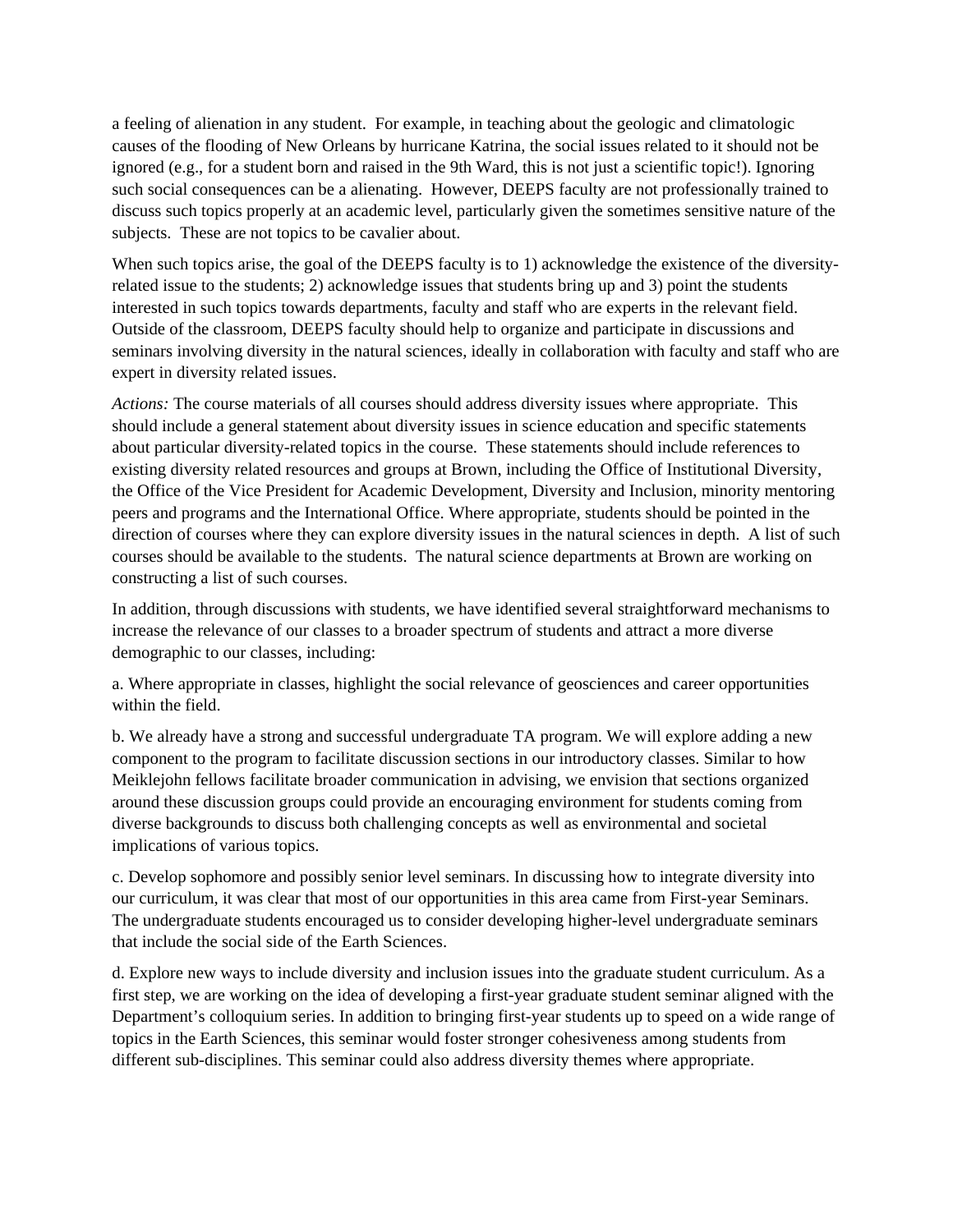a feeling of alienation in any student. For example, in teaching about the geologic and climatologic causes of the flooding of New Orleans by hurricane Katrina, the social issues related to it should not be ignored (e.g., for a student born and raised in the 9th Ward, this is not just a scientific topic!). Ignoring such social consequences can be a alienating. However, DEEPS faculty are not professionally trained to discuss such topics properly at an academic level, particularly given the sometimes sensitive nature of the subjects. These are not topics to be cavalier about.

When such topics arise, the goal of the DEEPS faculty is to 1) acknowledge the existence of the diversity-related issue to the students; 2) acknowledge issues that students bring up and 3) point the students interested in such topics towards departments, faculty and staff who are experts in the relevant field. Outside of the classroom, DEEPS faculty should help to organize and participate in discussions and seminars involving diversity in the natural sciences, ideally in collaboration with faculty and staff who are expert in diversity related issues.

*Actions:* The course materials of all courses should address diversity issues where appropriate. This should include a general statement about diversity issues in science education and specific statements about particular diversity-related topics in the course. These statements should include references to existing diversity related resources and groups at Brown, including the Office of Institutional Diversity, the Office of the Vice President for Academic Development, Diversity and Inclusion, minority mentoring peers and programs and the International Office. Where appropriate, students should be pointed in the direction of courses where they can explore diversity issues in the natural sciences in depth. A list of such courses should be available to the students. The natural science departments at Brown are working on constructing a list of such courses.

In addition, through discussions with students, we have identified several straightforward mechanisms to increase the relevance of our classes to a broader spectrum of students and attract a more diverse demographic to our classes, including:

a. Where appropriate in classes, highlight the social relevance of geosciences and career opportunities within the field.

b. We already have a strong and successful undergraduate TA program. We will explore adding a new component to the program to facilitate discussion sections in our introductory classes. Similar to how Meiklejohn fellows facilitate broader communication in advising, we envision that sections organized around these discussion groups could provide an encouraging environment for students coming from diverse backgrounds to discuss both challenging concepts as well as environmental and societal implications of various topics.

c. Develop sophomore and possibly senior level seminars. In discussing how to integrate diversity into our curriculum, it was clear that most of our opportunities in this area came from First-year Seminars. The undergraduate students encouraged us to consider developing higher-level undergraduate seminars that include the social side of the Earth Sciences.

d. Explore new ways to include diversity and inclusion issues into the graduate student curriculum. As a first step, we are working on the idea of developing a first-year graduate student seminar aligned with the Department's colloquium series. In addition to bringing first-year students up to speed on a wide range of topics in the Earth Sciences, this seminar would foster stronger cohesiveness among students from different sub-disciplines. This seminar could also address diversity themes where appropriate.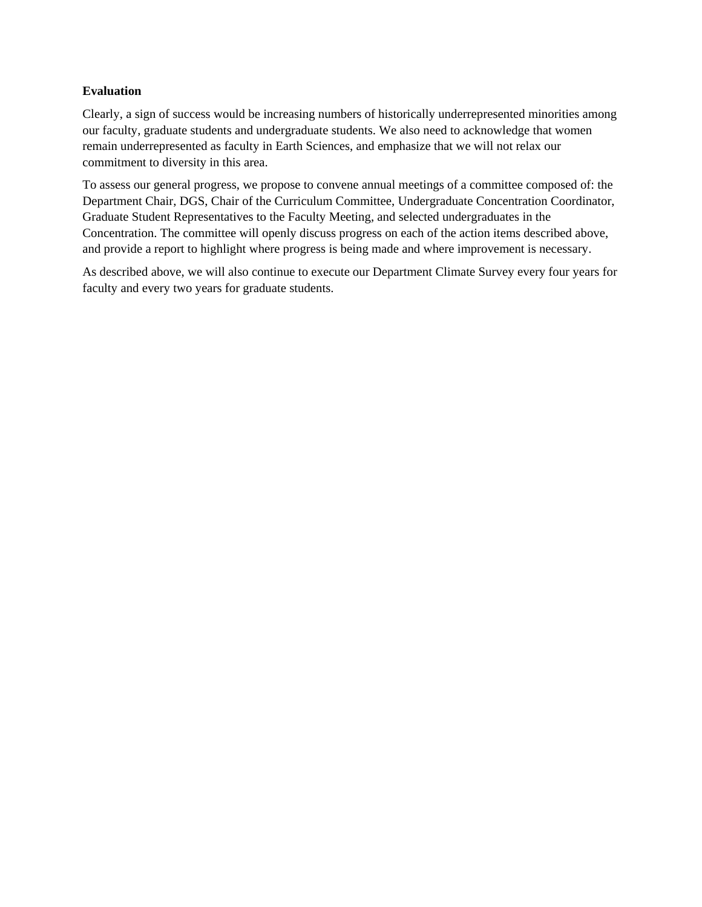**Evaluation**

Clearly, a sign of success would be increasing numbers of historically underrepresented minorities among our faculty, graduate students and undergraduate students. We also need to acknowledge that women remain underrepresented as faculty in Earth Sciences, and emphasize that we will not relax our commitment to diversity in this area.

To assess our general progress, we propose to convene annual meetings of a committee composed of: the Department Chair, DGS, Chair of the Curriculum Committee, Undergraduate Concentration Coordinator, Graduate Student Representatives to the Faculty Meeting, and selected undergraduates in the Concentration. The committee will openly discuss progress on each of the action items described above, and provide a report to highlight where progress is being made and where improvement is necessary.

As described above, we will also continue to execute our Department Climate Survey every four years for faculty and every two years for graduate students.